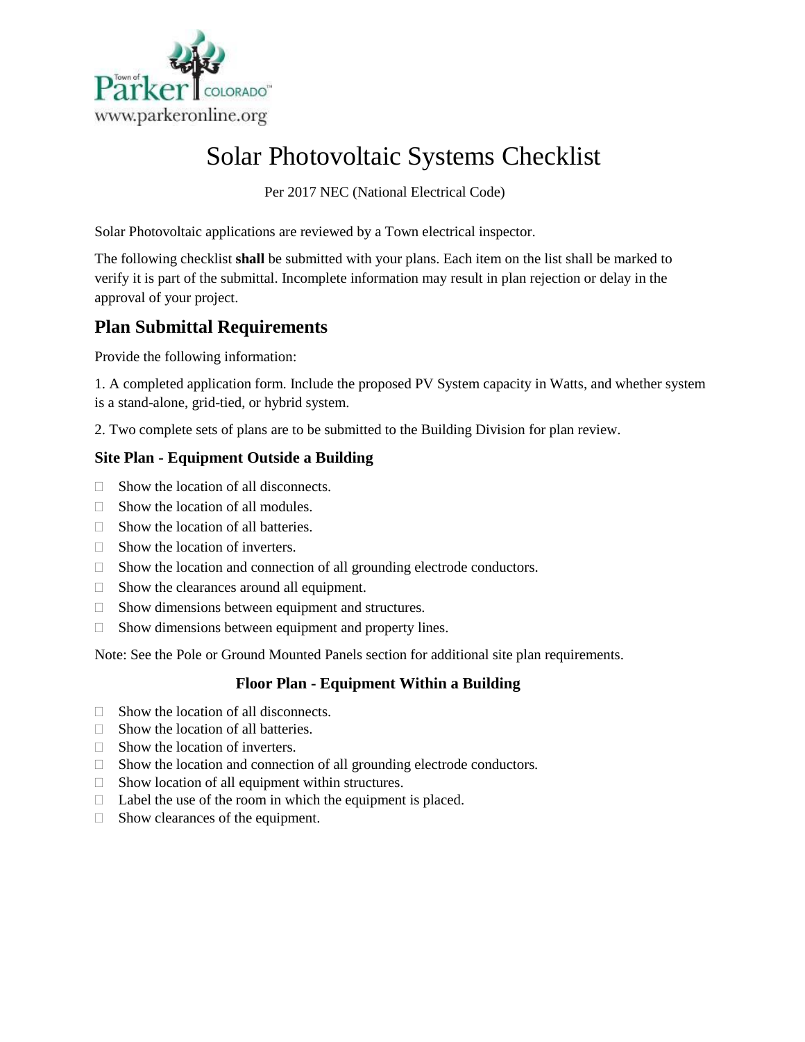# Solar Photovoltaic Systems Checklist

Per 2017 NEC (National Electrical Code)

Solar Photovoltaic applications are reviewed by a Town electrical inspector.

The following checklist **shall** be submitted with your plans. Each item on the list shall be marked to verify it is part of the submittal. Incomplete information may result in plan rejection or delay in the approval of your project.

## Plan Submittal Requirements

Provide the following information:

1. A completed application form. Include the proposed PV System capacity in Watts, and whether system is a stand-alone, grid-tied, or hybrid system.

2. Two complete sets of plans are to be submitted to the Building Division for plan review.

### Site Plan - Equipment Outside a Building

- ☐ Show the location of all disconnects.
- ☐ Show the location of all modules.
- ☐ Show the location of all batteries.
- ☐ Show the location of inverters.
- ☐ Show the location and connection of all grounding electrode conductors.
- ☐ Show the clearances around all equipment.
- ☐ Show dimensions between equipment and structures.
- ☐ Show dimensions between equipment and property lines.

Note: See the Pole or Ground Mounted Panels section for additional site plan requirements.

### Floor Plan - Equipment Within a Building

- ☐ Show the location of all disconnects.
- ☐ Show the location of all batteries.
- ☐ Show the location of inverters.
- ☐ Show the location and connection of all grounding electrode conductors.
- ☐ Show location of all equipment within structures.
- ☐ Label the use of the room in which the equipment is placed.
- ☐ Show clearances of the equipment.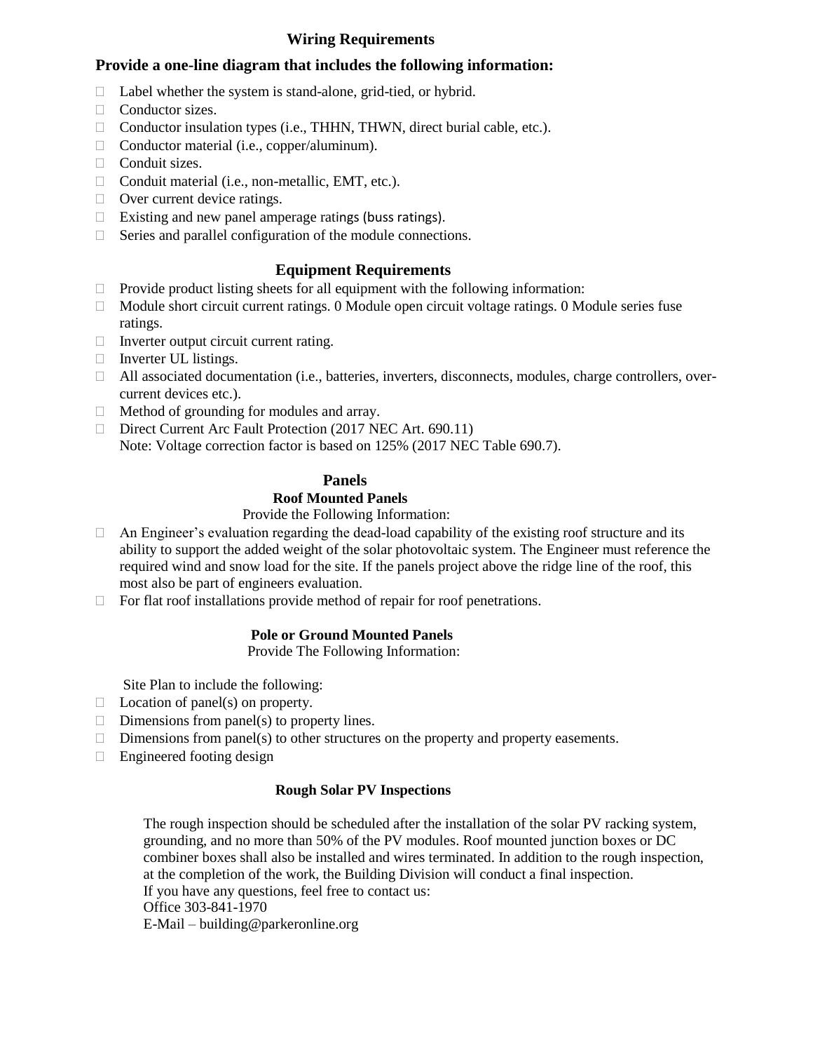## Wiring Requirements

### Provide a one-line diagram that includes the following information:

-  Label whether the system is stand-alone, grid-tied, or hybrid.
-  Conductor sizes.
-  Conductor insulation types (i.e., THHN, THWN, direct burial cable, etc.).
-  Conductor material (i.e., copper/aluminum).
-  Conduit sizes.
-  Conduit material (i.e., non-metallic, EMT, etc.).
-  Over current device ratings.
-  Existing and new panel amperage ratings (buss ratings).
-  Series and parallel configuration of the module connections.

## Equipment Requirements

-  Provide product listing sheets for all equipment with the following information:
-  Module short circuit current ratings. 0 Module open circuit voltage ratings. 0 Module series fuse ratings.
-  Inverter output circuit current rating.
-  Inverter UL listings.
-  All associated documentation (i.e., batteries, inverters, disconnects, modules, charge controllers, over-current devices etc.).
-  Method of grounding for modules and array.
-  Direct Current Arc Fault Protection (2017 NEC Art. 690.11)
  Note: Voltage correction factor is based on 125% (2017 NEC Table 690.7).

## Panels

### Roof Mounted Panels

Provide the Following Information:

-  An Engineer's evaluation regarding the dead-load capability of the existing roof structure and its ability to support the added weight of the solar photovoltaic system. The Engineer must reference the required wind and snow load for the site. If the panels project above the ridge line of the roof, this most also be part of engineers evaluation.
-  For flat roof installations provide method of repair for roof penetrations.

### Pole or Ground Mounted Panels

Provide The Following Information:

Site Plan to include the following:

-  Location of panel(s) on property.
-  Dimensions from panel(s) to property lines.
-  Dimensions from panel(s) to other structures on the property and property easements.
-  Engineered footing design

### Rough Solar PV Inspections

The rough inspection should be scheduled after the installation of the solar PV racking system, grounding, and no more than 50% of the PV modules. Roof mounted junction boxes or DC combiner boxes shall also be installed and wires terminated. In addition to the rough inspection, at the completion of the work, the Building Division will conduct a final inspection.

If you have any questions, feel free to contact us:

Office 303-841-1970

E-Mail – building@parkeronline.org